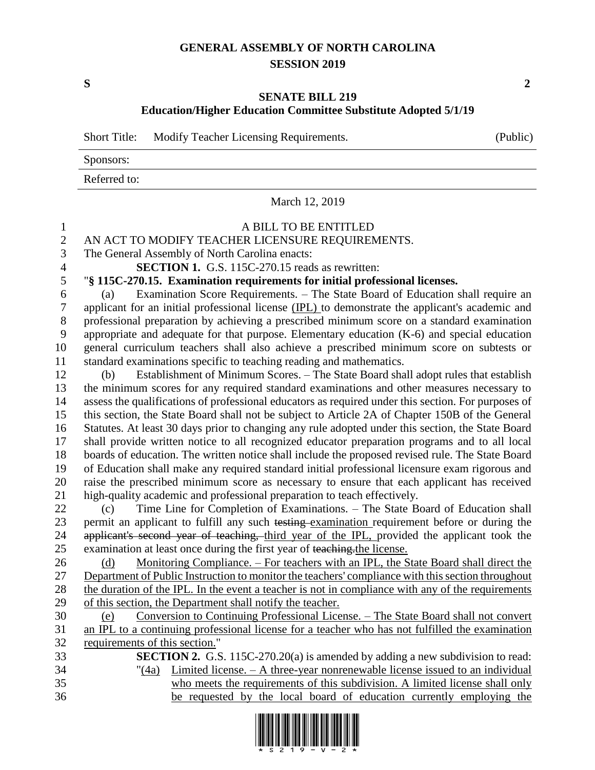# GENERAL ASSEMBLY OF NORTH CAROLINA
## SESSION 2019

**S** **2**

## SENATE BILL 219
### Education/Higher Education Committee Substitute Adopted 5/1/19

Short Title: Modify Teacher Licensing Requirements. (Public)

Sponsors:

Referred to:

March 12, 2019

A BILL TO BE ENTITLED

AN ACT TO MODIFY TEACHER LICENSURE REQUIREMENTS.

The General Assembly of North Carolina enacts:

**SECTION 1.** G.S. 115C-270.15 reads as rewritten:

"**§ 115C-270.15. Examination requirements for initial professional licenses.**

(a) Examination Score Requirements. – The State Board of Education shall require an applicant for an initial professional license (IPL) to demonstrate the applicant's academic and professional preparation by achieving a prescribed minimum education score on a standard examination appropriate and adequate for that purpose. Elementary education (K-6) and special education general curriculum teachers shall also achieve a prescribed minimum score on subtests or standard examinations specific to teaching reading and mathematics.

(b) Establishment of Minimum Scores. – The State Board shall adopt rules that establish the minimum scores for any required standard examinations and other measures necessary to assess the qualifications of professional educators as required under this section. For purposes of this section, the State Board shall not be subject to Article 2A of Chapter 150B of the General Statutes. At least 30 days prior to changing any rule adopted under this section, the State Board shall provide written notice to all recognized educator preparation programs and to all local boards of education. The written notice shall include the proposed revised rule. The State Board of Education shall make any required standard initial professional licensure exam rigorous and raise the prescribed minimum score as necessary to ensure that each applicant has received high-quality academic and professional preparation to teach effectively.

(c) Time Line for Completion of Examinations. – The State Board of Education shall permit an applicant to fulfill any such ~~testing~~ examination requirement before or during the ~~applicant's second year of teaching,~~ third year of the IPL, provided the applicant took the examination at least once during the first year of ~~teaching.~~the license.

(d) Monitoring Compliance. – For teachers with an IPL, the State Board shall direct the Department of Public Instruction to monitor the teachers' compliance with this section throughout the duration of the IPL. In the event a teacher is not in compliance with any of the requirements of this section, the Department shall notify the teacher.

(e) Conversion to Continuing Professional License. – The State Board shall not convert an IPL to a continuing professional license for a teacher who has not fulfilled the examination requirements of this section."

**SECTION 2.** G.S. 115C-270.20(a) is amended by adding a new subdivision to read:

"(4a) Limited license. – A three-year nonrenewable license issued to an individual who meets the requirements of this subdivision. A limited license shall only be requested by the local board of education currently employing the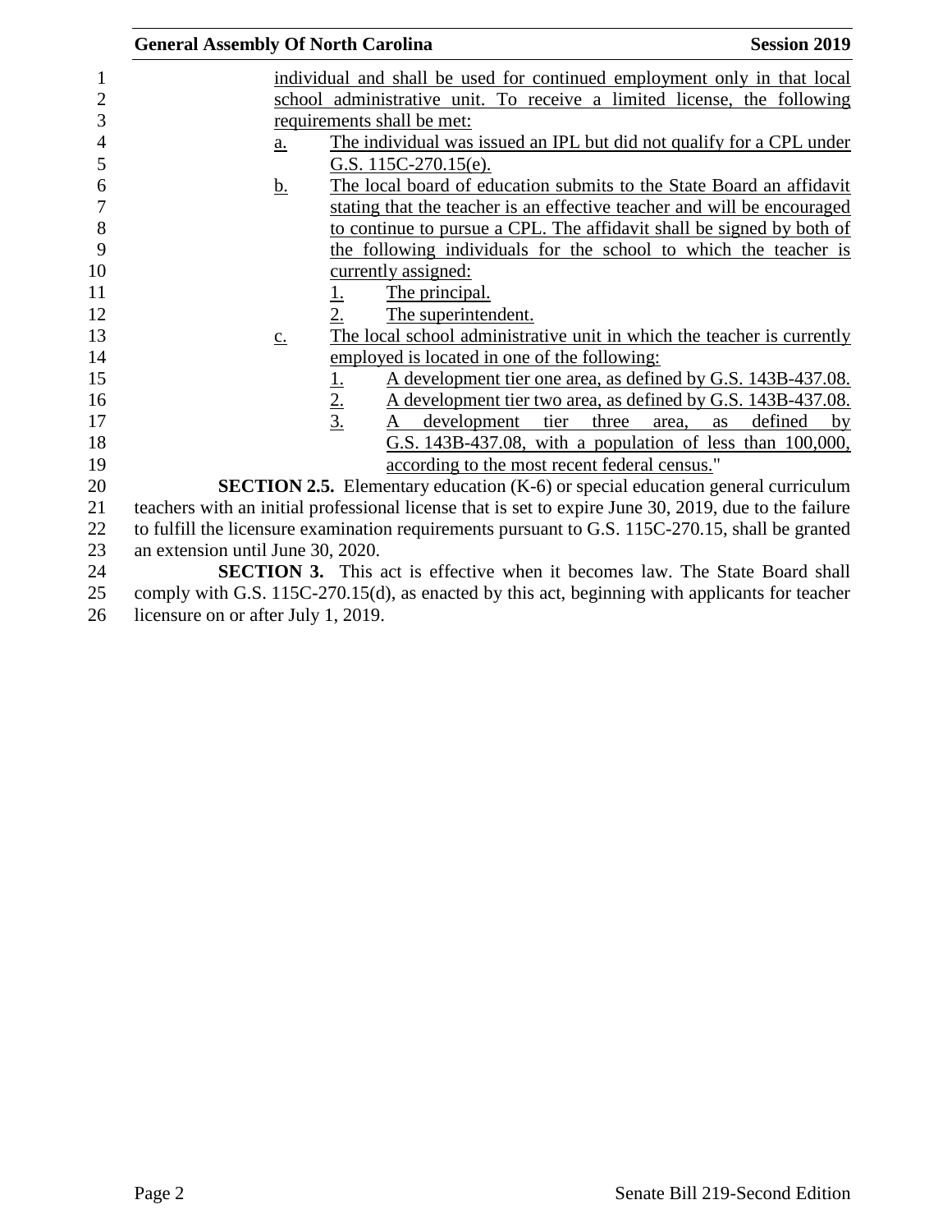individual and shall be used for continued employment only in that local school administrative unit. To receive a limited license, the following requirements shall be met:

a. The individual was issued an IPL but did not qualify for a CPL under G.S. 115C-270.15(e).

b. The local board of education submits to the State Board an affidavit stating that the teacher is an effective teacher and will be encouraged to continue to pursue a CPL. The affidavit shall be signed by both of the following individuals for the school to which the teacher is currently assigned:

   1. The principal.
   2. The superintendent.

c. The local school administrative unit in which the teacher is currently employed is located in one of the following:

   1. A development tier one area, as defined by G.S. 143B-437.08.
   2. A development tier two area, as defined by G.S. 143B-437.08.
   3. A development tier three area, as defined by G.S. 143B-437.08, with a population of less than 100,000, according to the most recent federal census."

**SECTION 2.5.** Elementary education (K-6) or special education general curriculum teachers with an initial professional license that is set to expire June 30, 2019, due to the failure to fulfill the licensure examination requirements pursuant to G.S. 115C-270.15, shall be granted an extension until June 30, 2020.

**SECTION 3.** This act is effective when it becomes law. The State Board shall comply with G.S. 115C-270.15(d), as enacted by this act, beginning with applicants for teacher licensure on or after July 1, 2019.